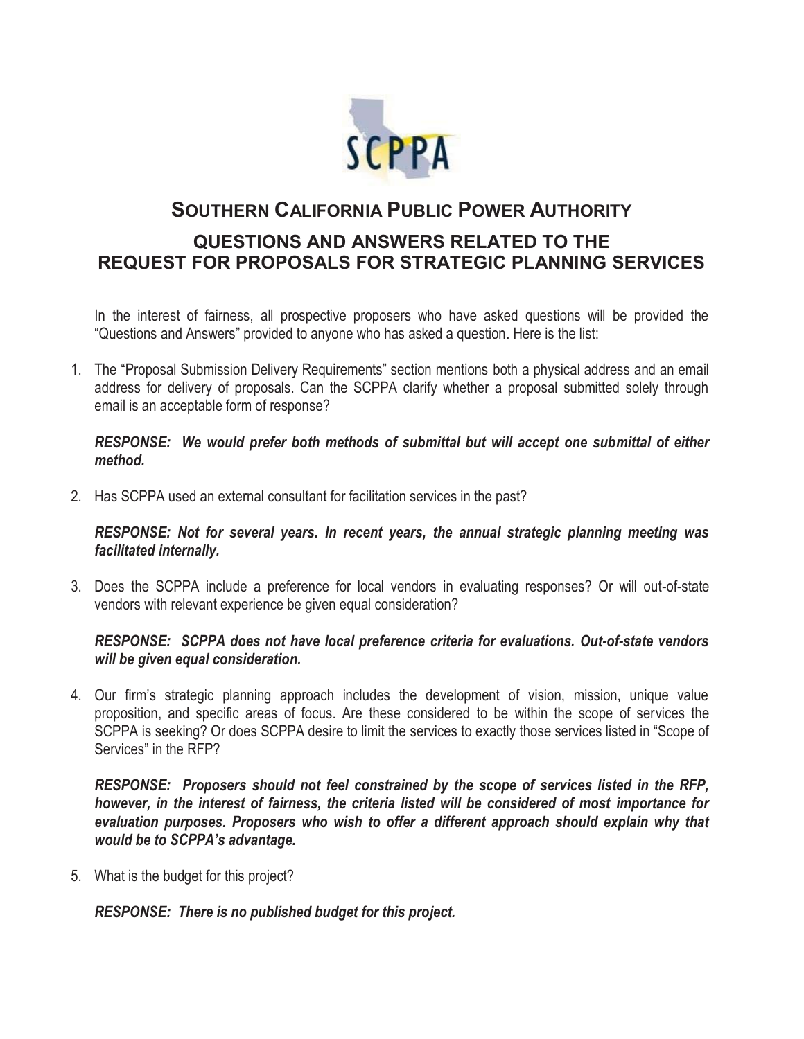# SOUTHERN CALIFORNIA PUBLIC POWER AUTHORITY

## QUESTIONS AND ANSWERS RELATED TO THE REQUEST FOR PROPOSALS FOR STRATEGIC PLANNING SERVICES

In the interest of fairness, all prospective proposers who have asked questions will be provided the "Questions and Answers" provided to anyone who has asked a question. Here is the list:

1. The "Proposal Submission Delivery Requirements" section mentions both a physical address and an email address for delivery of proposals. Can the SCPPA clarify whether a proposal submitted solely through email is an acceptable form of response?

   ***RESPONSE: We would prefer both methods of submittal but will accept one submittal of either method.***

2. Has SCPPA used an external consultant for facilitation services in the past?

   ***RESPONSE: Not for several years. In recent years, the annual strategic planning meeting was facilitated internally.***

3. Does the SCPPA include a preference for local vendors in evaluating responses? Or will out-of-state vendors with relevant experience be given equal consideration?

   ***RESPONSE: SCPPA does not have local preference criteria for evaluations. Out-of-state vendors will be given equal consideration.***

4. Our firm's strategic planning approach includes the development of vision, mission, unique value proposition, and specific areas of focus. Are these considered to be within the scope of services the SCPPA is seeking? Or does SCPPA desire to limit the services to exactly those services listed in "Scope of Services" in the RFP?

   ***RESPONSE: Proposers should not feel constrained by the scope of services listed in the RFP, however, in the interest of fairness, the criteria listed will be considered of most importance for evaluation purposes. Proposers who wish to offer a different approach should explain why that would be to SCPPA's advantage.***

5. What is the budget for this project?

   ***RESPONSE: There is no published budget for this project.***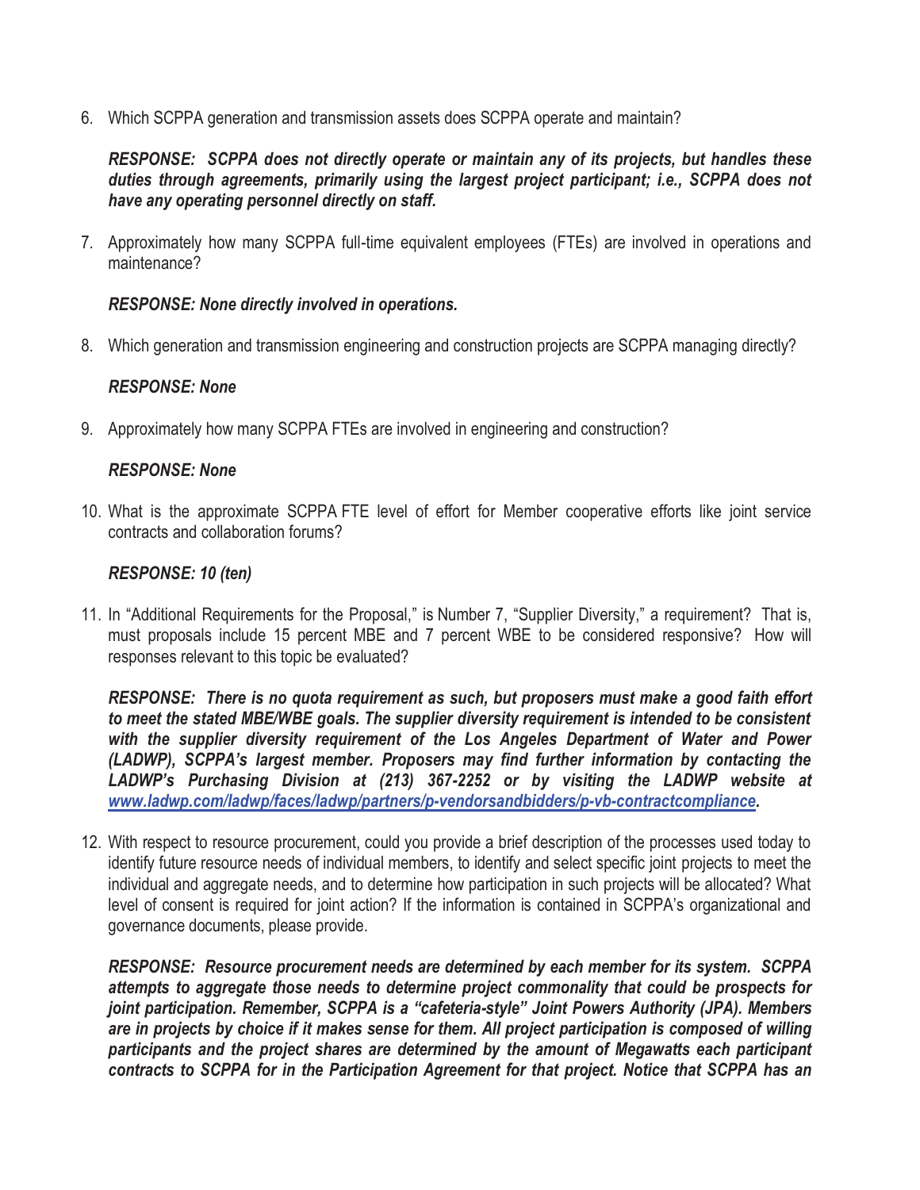6. Which SCPPA generation and transmission assets does SCPPA operate and maintain?

   ***RESPONSE: SCPPA does not directly operate or maintain any of its projects, but handles these duties through agreements, primarily using the largest project participant; i.e., SCPPA does not have any operating personnel directly on staff.***

7. Approximately how many SCPPA full-time equivalent employees (FTEs) are involved in operations and maintenance?

   ***RESPONSE: None directly involved in operations.***

8. Which generation and transmission engineering and construction projects are SCPPA managing directly?

   ***RESPONSE: None***

9. Approximately how many SCPPA FTEs are involved in engineering and construction?

   ***RESPONSE: None***

10. What is the approximate SCPPA FTE level of effort for Member cooperative efforts like joint service contracts and collaboration forums?

    ***RESPONSE: 10 (ten)***

11. In "Additional Requirements for the Proposal," is Number 7, "Supplier Diversity," a requirement? That is, must proposals include 15 percent MBE and 7 percent WBE to be considered responsive? How will responses relevant to this topic be evaluated?

    ***RESPONSE: There is no quota requirement as such, but proposers must make a good faith effort to meet the stated MBE/WBE goals. The supplier diversity requirement is intended to be consistent with the supplier diversity requirement of the Los Angeles Department of Water and Power (LADWP), SCPPA's largest member. Proposers may find further information by contacting the LADWP's Purchasing Division at (213) 367-2252 or by visiting the LADWP website at [www.ladwp.com/ladwp/faces/ladwp/partners/p-vendorsandbidders/p-vb-contractcompliance](www.ladwp.com/ladwp/faces/ladwp/partners/p-vendorsandbidders/p-vb-contractcompliance).***

12. With respect to resource procurement, could you provide a brief description of the processes used today to identify future resource needs of individual members, to identify and select specific joint projects to meet the individual and aggregate needs, and to determine how participation in such projects will be allocated? What level of consent is required for joint action? If the information is contained in SCPPA's organizational and governance documents, please provide.

    ***RESPONSE: Resource procurement needs are determined by each member for its system. SCPPA attempts to aggregate those needs to determine project commonality that could be prospects for joint participation. Remember, SCPPA is a "cafeteria-style" Joint Powers Authority (JPA). Members are in projects by choice if it makes sense for them. All project participation is composed of willing participants and the project shares are determined by the amount of Megawatts each participant contracts to SCPPA for in the Participation Agreement for that project. Notice that SCPPA has an***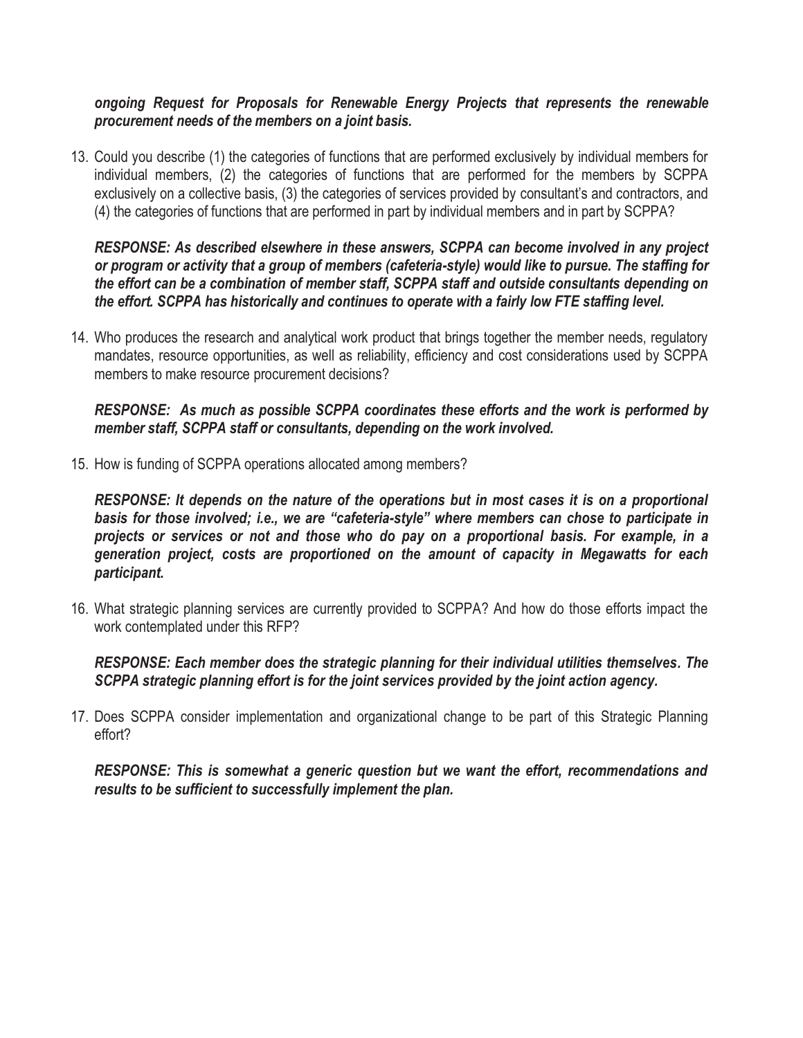***ongoing Request for Proposals for Renewable Energy Projects that represents the renewable procurement needs of the members on a joint basis.***

13. Could you describe (1) the categories of functions that are performed exclusively by individual members for individual members, (2) the categories of functions that are performed for the members by SCPPA exclusively on a collective basis, (3) the categories of services provided by consultant's and contractors, and (4) the categories of functions that are performed in part by individual members and in part by SCPPA?

    ***RESPONSE: As described elsewhere in these answers, SCPPA can become involved in any project or program or activity that a group of members (cafeteria-style) would like to pursue. The staffing for the effort can be a combination of member staff, SCPPA staff and outside consultants depending on the effort. SCPPA has historically and continues to operate with a fairly low FTE staffing level.***

14. Who produces the research and analytical work product that brings together the member needs, regulatory mandates, resource opportunities, as well as reliability, efficiency and cost considerations used by SCPPA members to make resource procurement decisions?

    ***RESPONSE: As much as possible SCPPA coordinates these efforts and the work is performed by member staff, SCPPA staff or consultants, depending on the work involved.***

15. How is funding of SCPPA operations allocated among members?

    ***RESPONSE: It depends on the nature of the operations but in most cases it is on a proportional basis for those involved; i.e., we are "cafeteria-style" where members can chose to participate in projects or services or not and those who do pay on a proportional basis. For example, in a generation project, costs are proportioned on the amount of capacity in Megawatts for each participant.***

16. What strategic planning services are currently provided to SCPPA? And how do those efforts impact the work contemplated under this RFP?

    ***RESPONSE: Each member does the strategic planning for their individual utilities themselves. The SCPPA strategic planning effort is for the joint services provided by the joint action agency.***

17. Does SCPPA consider implementation and organizational change to be part of this Strategic Planning effort?

    ***RESPONSE: This is somewhat a generic question but we want the effort, recommendations and results to be sufficient to successfully implement the plan.***